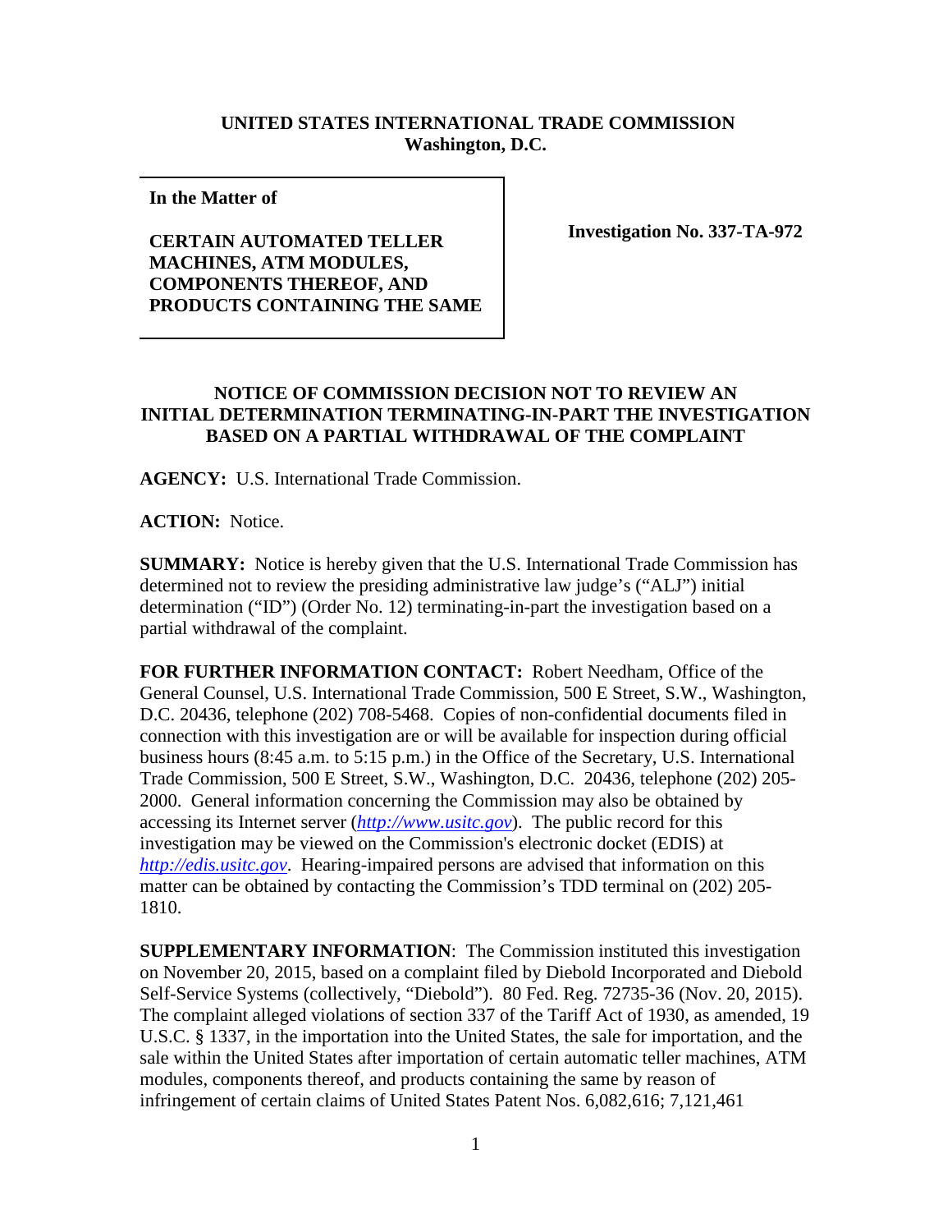**UNITED STATES INTERNATIONAL TRADE COMMISSION**
**Washington, D.C.**

| **In the Matter of** <br><br> **CERTAIN AUTOMATED TELLER MACHINES, ATM MODULES, COMPONENTS THEREOF, AND PRODUCTS CONTAINING THE SAME** | **Investigation No. 337-TA-972** |
|---|---|

**NOTICE OF COMMISSION DECISION NOT TO REVIEW AN INITIAL DETERMINATION TERMINATING-IN-PART THE INVESTIGATION BASED ON A PARTIAL WITHDRAWAL OF THE COMPLAINT**

**AGENCY:** U.S. International Trade Commission.

**ACTION:** Notice.

**SUMMARY:** Notice is hereby given that the U.S. International Trade Commission has determined not to review the presiding administrative law judge's ("ALJ") initial determination ("ID") (Order No. 12) terminating-in-part the investigation based on a partial withdrawal of the complaint.

**FOR FURTHER INFORMATION CONTACT:** Robert Needham, Office of the General Counsel, U.S. International Trade Commission, 500 E Street, S.W., Washington, D.C. 20436, telephone (202) 708-5468. Copies of non-confidential documents filed in connection with this investigation are or will be available for inspection during official business hours (8:45 a.m. to 5:15 p.m.) in the Office of the Secretary, U.S. International Trade Commission, 500 E Street, S.W., Washington, D.C. 20436, telephone (202) 205-2000. General information concerning the Commission may also be obtained by accessing its Internet server (*http://www.usitc.gov*). The public record for this investigation may be viewed on the Commission's electronic docket (EDIS) at *http://edis.usitc.gov*. Hearing-impaired persons are advised that information on this matter can be obtained by contacting the Commission's TDD terminal on (202) 205-1810.

**SUPPLEMENTARY INFORMATION**: The Commission instituted this investigation on November 20, 2015, based on a complaint filed by Diebold Incorporated and Diebold Self-Service Systems (collectively, "Diebold"). 80 Fed. Reg. 72735-36 (Nov. 20, 2015). The complaint alleged violations of section 337 of the Tariff Act of 1930, as amended, 19 U.S.C. § 1337, in the importation into the United States, the sale for importation, and the sale within the United States after importation of certain automatic teller machines, ATM modules, components thereof, and products containing the same by reason of infringement of certain claims of United States Patent Nos. 6,082,616; 7,121,461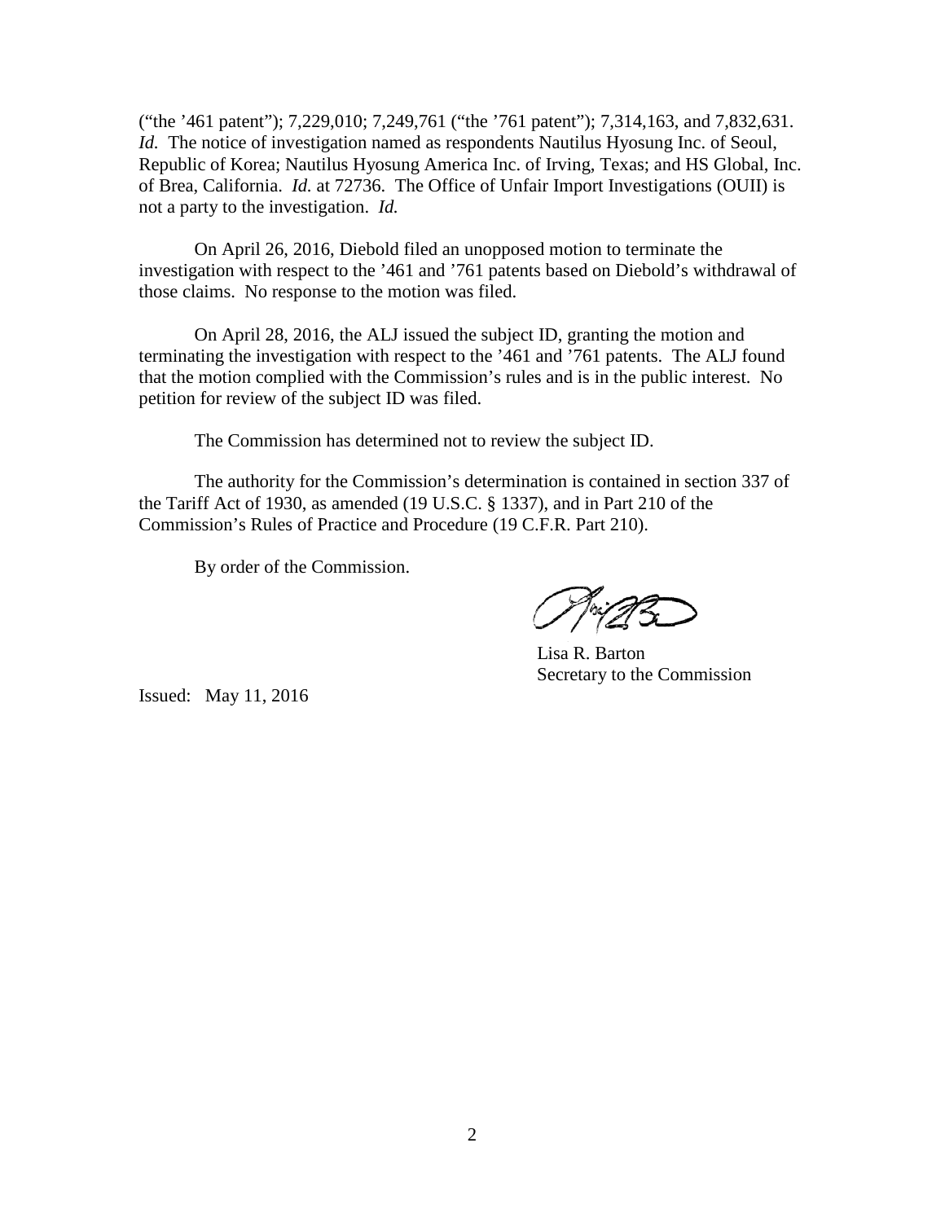("the '461 patent"); 7,229,010; 7,249,761 ("the '761 patent"); 7,314,163, and 7,832,631. *Id.* The notice of investigation named as respondents Nautilus Hyosung Inc. of Seoul, Republic of Korea; Nautilus Hyosung America Inc. of Irving, Texas; and HS Global, Inc. of Brea, California. *Id.* at 72736. The Office of Unfair Import Investigations (OUII) is not a party to the investigation. *Id.*

On April 26, 2016, Diebold filed an unopposed motion to terminate the investigation with respect to the '461 and '761 patents based on Diebold's withdrawal of those claims. No response to the motion was filed.

On April 28, 2016, the ALJ issued the subject ID, granting the motion and terminating the investigation with respect to the '461 and '761 patents. The ALJ found that the motion complied with the Commission's rules and is in the public interest. No petition for review of the subject ID was filed.

The Commission has determined not to review the subject ID.

The authority for the Commission's determination is contained in section 337 of the Tariff Act of 1930, as amended (19 U.S.C. § 1337), and in Part 210 of the Commission's Rules of Practice and Procedure (19 C.F.R. Part 210).

By order of the Commission.

Lisa R. Barton
Secretary to the Commission

Issued: May 11, 2016